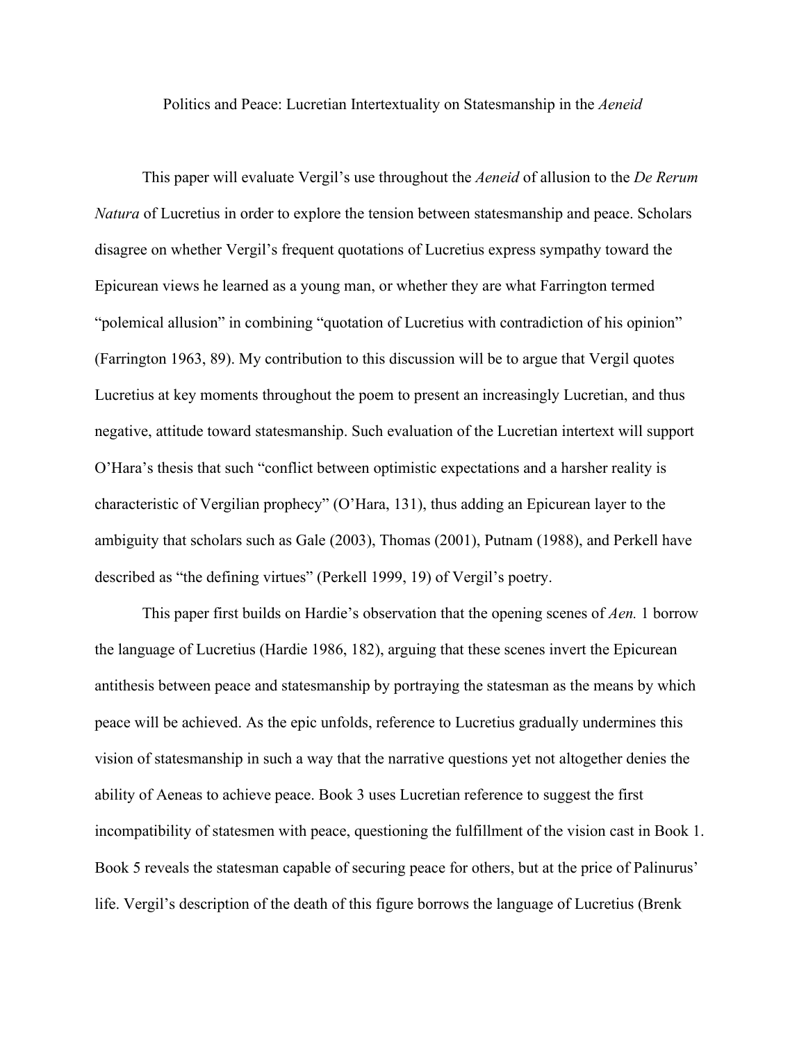Politics and Peace: Lucretian Intertextuality on Statesmanship in the *Aeneid*

This paper will evaluate Vergil's use throughout the *Aeneid* of allusion to the *De Rerum Natura* of Lucretius in order to explore the tension between statesmanship and peace. Scholars disagree on whether Vergil's frequent quotations of Lucretius express sympathy toward the Epicurean views he learned as a young man, or whether they are what Farrington termed "polemical allusion" in combining "quotation of Lucretius with contradiction of his opinion" (Farrington 1963, 89). My contribution to this discussion will be to argue that Vergil quotes Lucretius at key moments throughout the poem to present an increasingly Lucretian, and thus negative, attitude toward statesmanship. Such evaluation of the Lucretian intertext will support O'Hara's thesis that such "conflict between optimistic expectations and a harsher reality is characteristic of Vergilian prophecy" (O'Hara, 131), thus adding an Epicurean layer to the ambiguity that scholars such as Gale (2003), Thomas (2001), Putnam (1988), and Perkell have described as "the defining virtues" (Perkell 1999, 19) of Vergil's poetry.

This paper first builds on Hardie's observation that the opening scenes of *Aen.* 1 borrow the language of Lucretius (Hardie 1986, 182), arguing that these scenes invert the Epicurean antithesis between peace and statesmanship by portraying the statesman as the means by which peace will be achieved. As the epic unfolds, reference to Lucretius gradually undermines this vision of statesmanship in such a way that the narrative questions yet not altogether denies the ability of Aeneas to achieve peace. Book 3 uses Lucretian reference to suggest the first incompatibility of statesmen with peace, questioning the fulfillment of the vision cast in Book 1. Book 5 reveals the statesman capable of securing peace for others, but at the price of Palinurus' life. Vergil's description of the death of this figure borrows the language of Lucretius (Brenk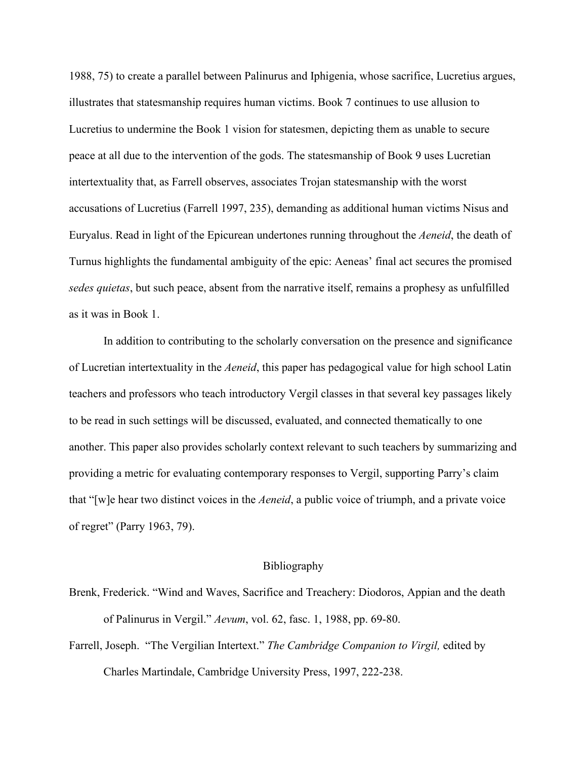1988, 75) to create a parallel between Palinurus and Iphigenia, whose sacrifice, Lucretius argues, illustrates that statesmanship requires human victims. Book 7 continues to use allusion to Lucretius to undermine the Book 1 vision for statesmen, depicting them as unable to secure peace at all due to the intervention of the gods. The statesmanship of Book 9 uses Lucretian intertextuality that, as Farrell observes, associates Trojan statesmanship with the worst accusations of Lucretius (Farrell 1997, 235), demanding as additional human victims Nisus and Euryalus. Read in light of the Epicurean undertones running throughout the *Aeneid*, the death of Turnus highlights the fundamental ambiguity of the epic: Aeneas' final act secures the promised *sedes quietas*, but such peace, absent from the narrative itself, remains a prophesy as unfulfilled as it was in Book 1.

In addition to contributing to the scholarly conversation on the presence and significance of Lucretian intertextuality in the *Aeneid*, this paper has pedagogical value for high school Latin teachers and professors who teach introductory Vergil classes in that several key passages likely to be read in such settings will be discussed, evaluated, and connected thematically to one another. This paper also provides scholarly context relevant to such teachers by summarizing and providing a metric for evaluating contemporary responses to Vergil, supporting Parry's claim that "[w]e hear two distinct voices in the *Aeneid*, a public voice of triumph, and a private voice of regret" (Parry 1963, 79).

## Bibliography

Brenk, Frederick. "Wind and Waves, Sacrifice and Treachery: Diodoros, Appian and the death of Palinurus in Vergil." *Aevum*, vol. 62, fasc. 1, 1988, pp. 69-80.

Farrell, Joseph. "The Vergilian Intertext." *The Cambridge Companion to Virgil,* edited by Charles Martindale, Cambridge University Press, 1997, 222-238.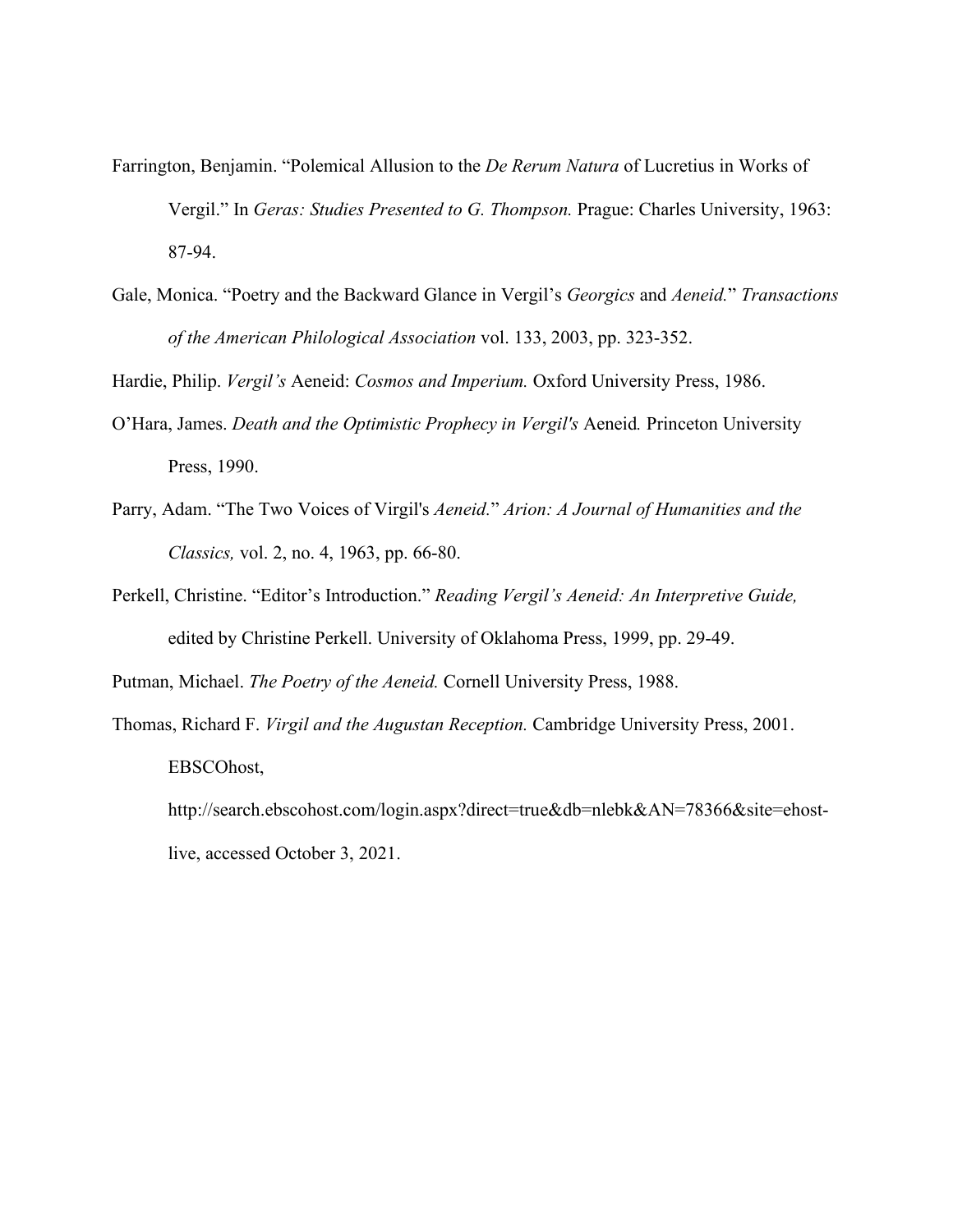Farrington, Benjamin. “Polemical Allusion to the *De Rerum Natura* of Lucretius in Works of Vergil.” In *Geras: Studies Presented to G. Thompson.* Prague: Charles University, 1963: 87-94.

Gale, Monica. “Poetry and the Backward Glance in Vergil’s *Georgics* and *Aeneid.*” *Transactions of the American Philological Association* vol. 133, 2003, pp. 323-352.

Hardie, Philip. *Vergil’s* Aeneid: *Cosmos and Imperium.* Oxford University Press, 1986.

O’Hara, James. *Death and the Optimistic Prophecy in Vergil's* Aeneid*.* Princeton University Press, 1990.

Parry, Adam. “The Two Voices of Virgil's *Aeneid.*” *Arion: A Journal of Humanities and the Classics,* vol. 2, no. 4, 1963, pp. 66-80.

Perkell, Christine. “Editor’s Introduction.” *Reading Vergil’s Aeneid: An Interpretive Guide,* edited by Christine Perkell. University of Oklahoma Press, 1999, pp. 29-49.

Putman, Michael. *The Poetry of the Aeneid.* Cornell University Press, 1988.

Thomas, Richard F. *Virgil and the Augustan Reception.* Cambridge University Press, 2001. EBSCOhost, http://search.ebscohost.com/login.aspx?direct=true&db=nlebk&AN=78366&site=ehost-live, accessed October 3, 2021.